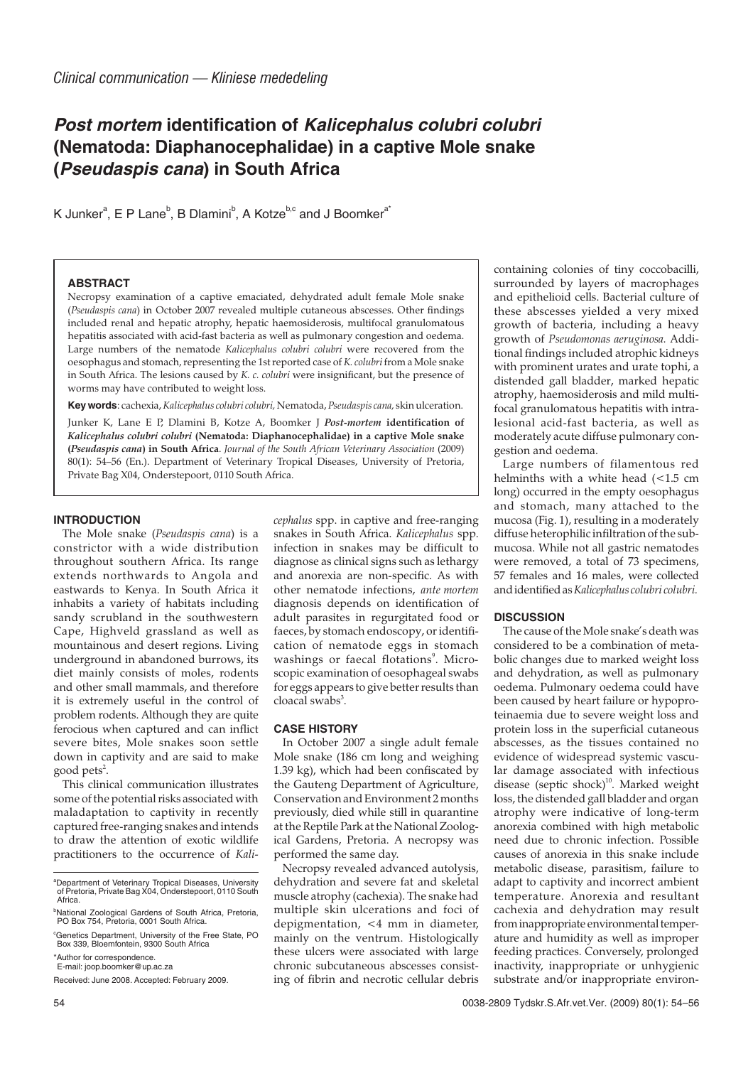*Clinical communication — Kliniese mededeling*

# *Post mortem* identification of *Kalicephalus colubri colubri* (Nematoda: Diaphanocephalidae) in a captive Mole snake (*Pseudaspis cana*) in South Africa

K Junker[a], E P Lane[b], B Dlamini[b], A Kotze[b,c] and J Boomker[a*]

### ABSTRACT

Necropsy examination of a captive emaciated, dehydrated adult female Mole snake (*Pseudaspis cana*) in October 2007 revealed multiple cutaneous abscesses. Other findings included renal and hepatic atrophy, hepatic haemosiderosis, multifocal granulomatous hepatitis associated with acid-fast bacteria as well as pulmonary congestion and oedema. Large numbers of the nematode *Kalicephalus colubri colubri* were recovered from the oesophagus and stomach, representing the 1st reported case of *K. colubri* from a Mole snake in South Africa. The lesions caused by *K. c. colubri* were insignificant, but the presence of worms may have contributed to weight loss.

**Key words**: cachexia, *Kalicephalus colubri colubri*, Nematoda, *Pseudaspis cana*, skin ulceration.

Junker K, Lane E P, Dlamini B, Kotze A, Boomker J ***Post-mortem* identification of *Kalicephalus colubri colubri* (Nematoda: Diaphanocephalidae) in a captive Mole snake (*Pseudaspis cana*) in South Africa**. *Journal of the South African Veterinary Association* (2009) 80(1): 54–56 (En.). Department of Veterinary Tropical Diseases, University of Pretoria, Private Bag X04, Onderstepoort, 0110 South Africa.

## INTRODUCTION

The Mole snake (*Pseudaspis cana*) is a constrictor with a wide distribution throughout southern Africa. Its range extends northwards to Angola and eastwards to Kenya. In South Africa it inhabits a variety of habitats including sandy scrubland in the southwestern Cape, Highveld grassland as well as mountainous and desert regions. Living underground in abandoned burrows, its diet mainly consists of moles, rodents and other small mammals, and therefore it is extremely useful in the control of problem rodents. Although they are quite ferocious when captured and can inflict severe bites, Mole snakes soon settle down in captivity and are said to make good pets[2].

This clinical communication illustrates some of the potential risks associated with maladaptation to captivity in recently captured free-ranging snakes and intends to draw the attention of exotic wildlife practitioners to the occurrence of *Kalicephalus* spp. in captive and free-ranging snakes in South Africa. *Kalicephalus* spp. infection in snakes may be difficult to diagnose as clinical signs such as lethargy and anorexia are non-specific. As with other nematode infections, *ante mortem* diagnosis depends on identification of adult parasites in regurgitated food or faeces, by stomach endoscopy, or identification of nematode eggs in stomach washings or faecal flotations[9]. Microscopic examination of oesophageal swabs for eggs appears to give better results than cloacal swabs[3].

## CASE HISTORY

In October 2007 a single adult female Mole snake (186 cm long and weighing 1.39 kg), which had been confiscated by the Gauteng Department of Agriculture, Conservation and Environment 2 months previously, died while still in quarantine at the Reptile Park at the National Zoological Gardens, Pretoria. A necropsy was performed the same day.

Necropsy revealed advanced autolysis, dehydration and severe fat and skeletal muscle atrophy (cachexia). The snake had multiple skin ulcerations and foci of depigmentation, <4 mm in diameter, mainly on the ventrum. Histologically these ulcers were associated with large chronic subcutaneous abscesses consisting of fibrin and necrotic cellular debris containing colonies of tiny coccobacilli, surrounded by layers of macrophages and epithelioid cells. Bacterial culture of these abscesses yielded a very mixed growth of bacteria, including a heavy growth of *Pseudomonas aeruginosa.* Additional findings included atrophic kidneys with prominent urates and urate tophi, a distended gall bladder, marked hepatic atrophy, haemosiderosis and mild multifocal granulomatous hepatitis with intralesional acid-fast bacteria, as well as moderately acute diffuse pulmonary congestion and oedema.

Large numbers of filamentous red helminths with a white head (<1.5 cm long) occurred in the empty oesophagus and stomach, many attached to the mucosa (Fig. 1), resulting in a moderately diffuse heterophilic infiltration of the submucosa. While not all gastric nematodes were removed, a total of 73 specimens, 57 females and 16 males, were collected and identified as *Kalicephalus colubri colubri.*

## DISCUSSION

The cause of the Mole snake's death was considered to be a combination of metabolic changes due to marked weight loss and dehydration, as well as pulmonary oedema. Pulmonary oedema could have been caused by heart failure or hypoproteinaemia due to severe weight loss and protein loss in the superficial cutaneous abscesses, as the tissues contained no evidence of widespread systemic vascular damage associated with infectious disease (septic shock)[10]. Marked weight loss, the distended gall bladder and organ atrophy were indicative of long-term anorexia combined with high metabolic need due to chronic infection. Possible causes of anorexia in this snake include metabolic disease, parasitism, failure to adapt to captivity and incorrect ambient temperature. Anorexia and resultant cachexia and dehydration may result from inappropriate environmental temperature and humidity as well as improper feeding practices. Conversely, prolonged inactivity, inappropriate or unhygienic substrate and/or inappropriate environ-

[a]Department of Veterinary Tropical Diseases, University of Pretoria, Private Bag X04, Onderstepoort, 0110 South Africa.

[b]National Zoological Gardens of South Africa, Pretoria, PO Box 754, Pretoria, 0001 South Africa.

[c]Genetics Department, University of the Free State, PO Box 339, Bloemfontein, 9300 South Africa

*Author for correspondence.
E-mail: joop.boomker@up.ac.za

Received: June 2008. Accepted: February 2009.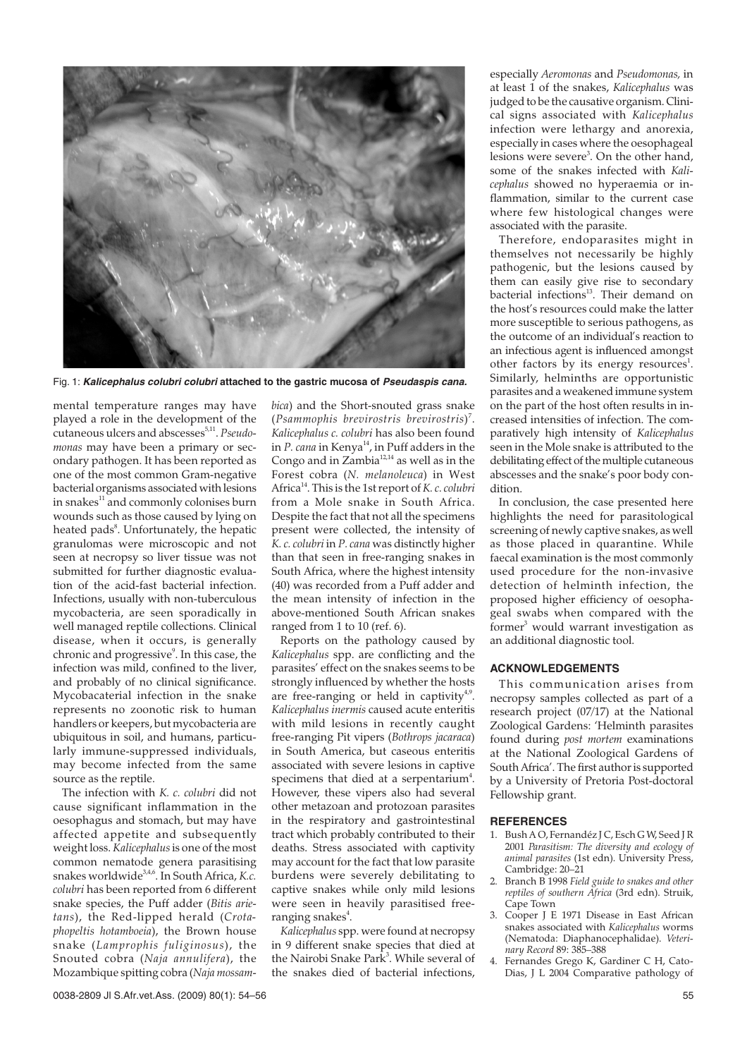Fig. 1: ***Kalicephalus colubri colubri*** **attached to the gastric mucosa of** ***Pseudaspis cana.***

mental temperature ranges may have played a role in the development of the cutaneous ulcers and abscesses[5,11]. *Pseudomonas* may have been a primary or secondary pathogen. It has been reported as one of the most common Gram-negative bacterial organisms associated with lesions in snakes[11] and commonly colonises burn wounds such as those caused by lying on heated pads[8]. Unfortunately, the hepatic granulomas were microscopic and not seen at necropsy so liver tissue was not submitted for further diagnostic evaluation of the acid-fast bacterial infection. Infections, usually with non-tuberculous mycobacteria, are seen sporadically in well managed reptile collections. Clinical disease, when it occurs, is generally chronic and progressive[9]. In this case, the infection was mild, confined to the liver, and probably of no clinical significance. Mycobacterial infection in the snake represents no zoonotic risk to human handlers or keepers, but mycobacteria are ubiquitous in soil, and humans, particularly immune-suppressed individuals, may become infected from the same source as the reptile.

The infection with *K. c. colubri* did not cause significant inflammation in the oesophagus and stomach, but may have affected appetite and subsequently weight loss. *Kalicephalus* is one of the most common nematode genera parasitising snakes worldwide[3,4,6]. In South Africa, *K.c. colubri* has been reported from 6 different snake species, the Puff adder (*Bitis arietans*), the Red-lipped herald (*Crotaphopeltis hotamboeia*), the Brown house snake (*Lamprophis fuliginosus*), the Snouted cobra (*Naja annulifera*), the Mozambique spitting cobra (*Naja mossambica*) and the Short-snouted grass snake (*Psammophis brevirostris brevirostris*)[7]. *Kalicephalus c. colubri* has also been found in *P. cana* in Kenya[14], in Puff adders in the Congo and in Zambia[12,14] as well as in the Forest cobra (*N. melanoleuca*) in West Africa[14]. This is the 1st report of *K. c. colubri* from a Mole snake in South Africa. Despite the fact that not all the specimens present were collected, the intensity of *K. c. colubri* in *P. cana* was distinctly higher than that seen in free-ranging snakes in South Africa, where the highest intensity (40) was recorded from a Puff adder and the mean intensity of infection in the above-mentioned South African snakes ranged from 1 to 10 (ref. 6).

Reports on the pathology caused by *Kalicephalus* spp. are conflicting and the parasites' effect on the snakes seems to be strongly influenced by whether the hosts are free-ranging or held in captivity[4,9]. *Kalicephalus inermis* caused acute enteritis with mild lesions in recently caught free-ranging Pit vipers (*Bothrops jacaraca*) in South America, but caseous enteritis associated with severe lesions in captive specimens that died at a serpentarium[4]. However, these vipers also had several other metazoan and protozoan parasites in the respiratory and gastrointestinal tract which probably contributed to their deaths. Stress associated with captivity may account for the fact that low parasite burdens were severely debilitating to captive snakes while only mild lesions were seen in heavily parasitised free-ranging snakes[4].

*Kalicephalus* spp. were found at necropsy in 9 different snake species that died at the Nairobi Snake Park[3]. While several of the snakes died of bacterial infections, especially *Aeromonas* and *Pseudomonas,* in at least 1 of the snakes, *Kalicephalus* was judged to be the causative organism. Clinical signs associated with *Kalicephalus* infection were lethargy and anorexia, especially in cases where the oesophageal lesions were severe[3]. On the other hand, some of the snakes infected with *Kalicephalus* showed no hyperaemia or inflammation, similar to the current case where few histological changes were associated with the parasite.

Therefore, endoparasites might in themselves not necessarily be highly pathogenic, but the lesions caused by them can easily give rise to secondary bacterial infections[13]. Their demand on the host's resources could make the latter more susceptible to serious pathogens, as the outcome of an individual's reaction to an infectious agent is influenced amongst other factors by its energy resources[1]. Similarly, helminths are opportunistic parasites and a weakened immune system on the part of the host often results in increased intensities of infection. The comparatively high intensity of *Kalicephalus* seen in the Mole snake is attributed to the debilitating effect of the multiple cutaneous abscesses and the snake's poor body condition.

In conclusion, the case presented here highlights the need for parasitological screening of newly captive snakes, as well as those placed in quarantine. While faecal examination is the most commonly used procedure for the non-invasive detection of helminth infection, the proposed higher efficiency of oesophageal swabs when compared with the former[3] would warrant investigation as an additional diagnostic tool.

## ACKNOWLEDGEMENTS

This communication arises from necropsy samples collected as part of a research project (07/17) at the National Zoological Gardens: 'Helminth parasites found during *post mortem* examinations at the National Zoological Gardens of South Africa'. The first author is supported by a University of Pretoria Post-doctoral Fellowship grant.

## REFERENCES

1. Bush A O, Fernandéz J C, Esch G W, Seed J R 2001 *Parasitism: The diversity and ecology of animal parasites* (1st edn). University Press, Cambridge: 20–21
2. Branch B 1998 *Field guide to snakes and other reptiles of southern Africa* (3rd edn). Struik, Cape Town
3. Cooper J E 1971 Disease in East African snakes associated with *Kalicephalus* worms (Nematoda: Diaphanocephalidae). *Veterinary Record* 89: 385–388
4. Fernandes Grego K, Gardiner C H, Cato-Dias, J L 2004 Comparative pathology of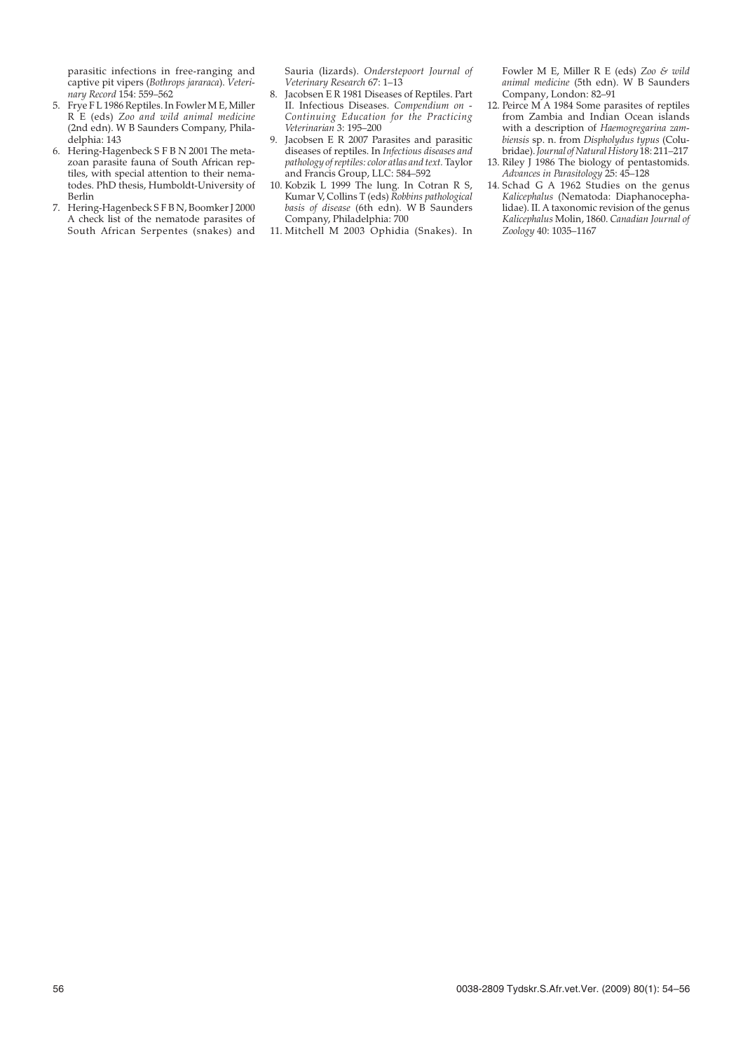parasitic infections in free-ranging and captive pit vipers (*Bothrops jararaca*). *Veterinary Record* 154: 559–562

5. Frye F L 1986 Reptiles. In Fowler M E, Miller R E (eds) *Zoo and wild animal medicine* (2nd edn). W B Saunders Company, Philadelphia: 143
6. Hering-Hagenbeck S F B N 2001 The metazoan parasite fauna of South African reptiles, with special attention to their nematodes. PhD thesis, Humboldt-University of Berlin
7. Hering-Hagenbeck S F B N, Boomker J 2000 A check list of the nematode parasites of South African Serpentes (snakes) and Sauria (lizards). *Onderstepoort Journal of Veterinary Research* 67: 1–13
8. Jacobsen E R 1981 Diseases of Reptiles. Part II. Infectious Diseases. *Compendium on - Continuing Education for the Practicing Veterinarian* 3: 195–200
9. Jacobsen E R 2007 Parasites and parasitic diseases of reptiles. In *Infectious diseases and pathology of reptiles: color atlas and text*. Taylor and Francis Group, LLC: 584–592
10. Kobzik L 1999 The lung. In Cotran R S, Kumar V, Collins T (eds) *Robbins pathological basis of disease* (6th edn). W B Saunders Company, Philadelphia: 700
11. Mitchell M 2003 Ophidia (Snakes). In Fowler M E, Miller R E (eds) *Zoo & wild animal medicine* (5th edn). W B Saunders Company, London: 82–91
12. Peirce M A 1984 Some parasites of reptiles from Zambia and Indian Ocean islands with a description of *Haemogregarina zambiensis* sp. n. from *Dispholydus typus* (Colubridae). *Journal of Natural History* 18: 211–217
13. Riley J 1986 The biology of pentastomids. *Advances in Parasitology* 25: 45–128
14. Schad G A 1962 Studies on the genus *Kalicephalus* (Nematoda: Diaphanocephalidae). II. A taxonomic revision of the genus *Kalicephalus* Molin, 1860. *Canadian Journal of Zoology* 40: 1035–1167